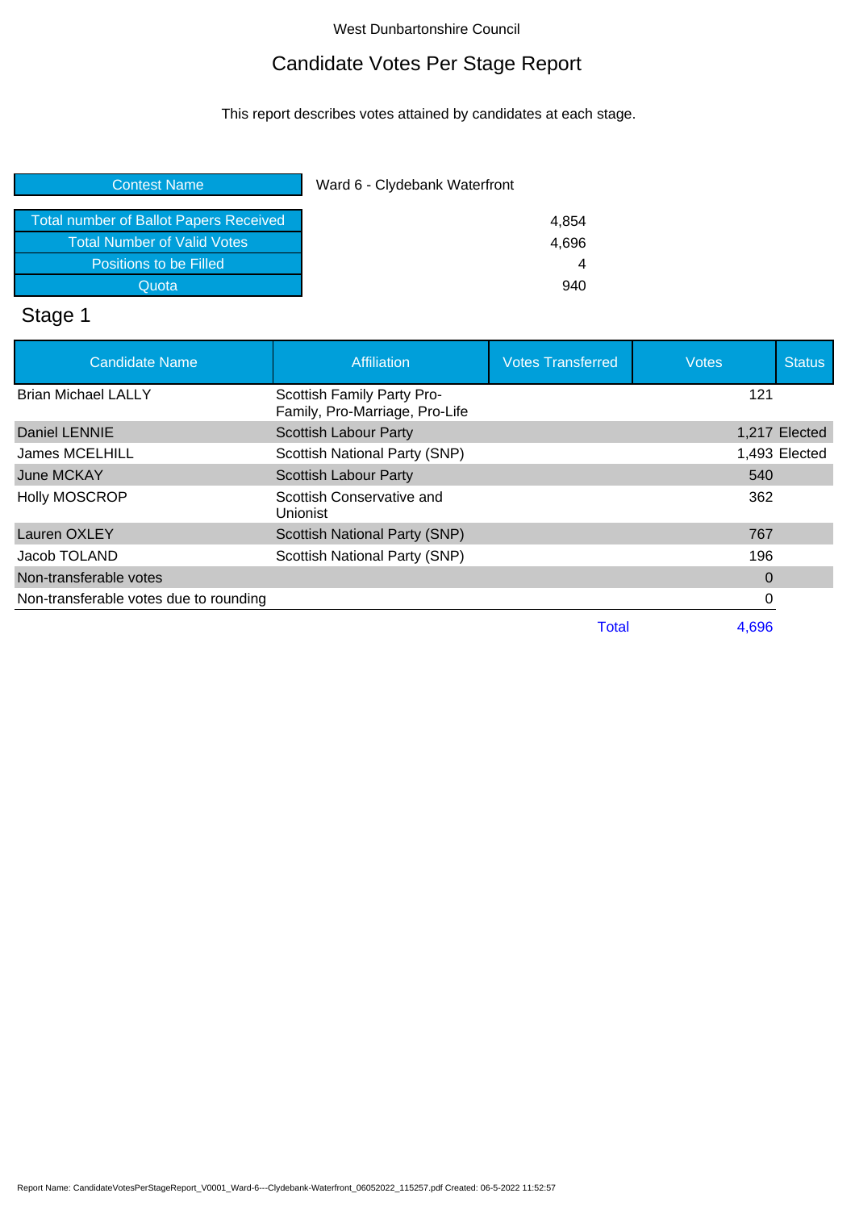West Dunbartonshire Council

# Candidate Votes Per Stage Report

This report describes votes attained by candidates at each stage.

| Contest Name | Ward 6 - Clydebank Waterfront |
|---|---|
| Total number of Ballot Papers Received | 4,854 |
| Total Number of Valid Votes | 4,696 |
| Positions to be Filled | 4 |
| Quota | 940 |

## Stage 1

| Candidate Name | Affiliation | Votes Transferred | Votes | Status |
|---|---|---|---|---|
| Brian Michael LALLY | Scottish Family Party Pro-Family, Pro-Marriage, Pro-Life | | 121 | |
| Daniel LENNIE | Scottish Labour Party | | 1,217 | Elected |
| James MCELHILL | Scottish National Party (SNP) | | 1,493 | Elected |
| June MCKAY | Scottish Labour Party | | 540 | |
| Holly MOSCROP | Scottish Conservative and Unionist | | 362 | |
| Lauren OXLEY | Scottish National Party (SNP) | | 767 | |
| Jacob TOLAND | Scottish National Party (SNP) | | 196 | |
| Non-transferable votes | | | 0 | |
| Non-transferable votes due to rounding | | | 0 | |
| | | Total | 4,696 | |

Report Name: CandidateVotesPerStageReport_V0001_Ward-6---Clydebank-Waterfront_06052022_115257.pdf Created: 06-5-2022 11:52:57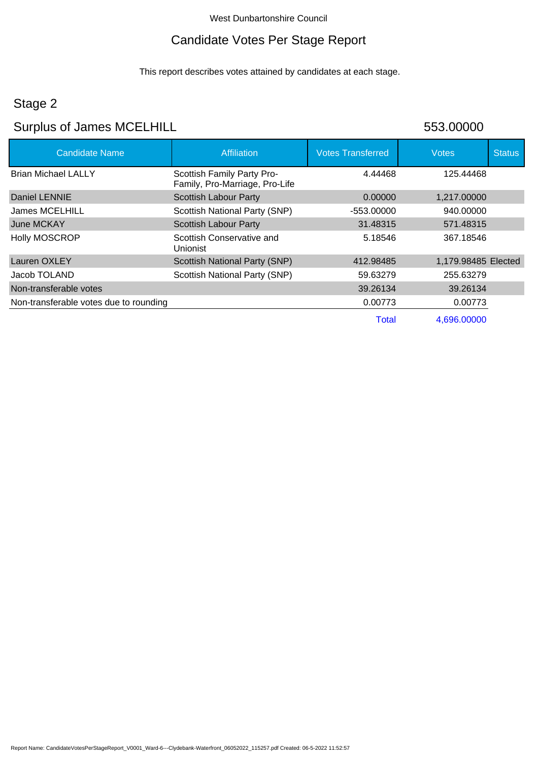West Dunbartonshire Council

# Candidate Votes Per Stage Report

This report describes votes attained by candidates at each stage.

## Stage 2

## Surplus of James MCELHILL 553.00000

| Candidate Name | Affiliation | Votes Transferred | Votes | Status |
|---|---|---|---|---|
| Brian Michael LALLY | Scottish Family Party Pro-Family, Pro-Marriage, Pro-Life | 4.44468 | 125.44468 | |
| Daniel LENNIE | Scottish Labour Party | 0.00000 | 1,217.00000 | |
| James MCELHILL | Scottish National Party (SNP) | -553.00000 | 940.00000 | |
| June MCKAY | Scottish Labour Party | 31.48315 | 571.48315 | |
| Holly MOSCROP | Scottish Conservative and Unionist | 5.18546 | 367.18546 | |
| Lauren OXLEY | Scottish National Party (SNP) | 412.98485 | 1,179.98485 | Elected |
| Jacob TOLAND | Scottish National Party (SNP) | 59.63279 | 255.63279 | |
| Non-transferable votes | | 39.26134 | 39.26134 | |
| Non-transferable votes due to rounding | | 0.00773 | 0.00773 | |
| | | Total | 4,696.00000 | |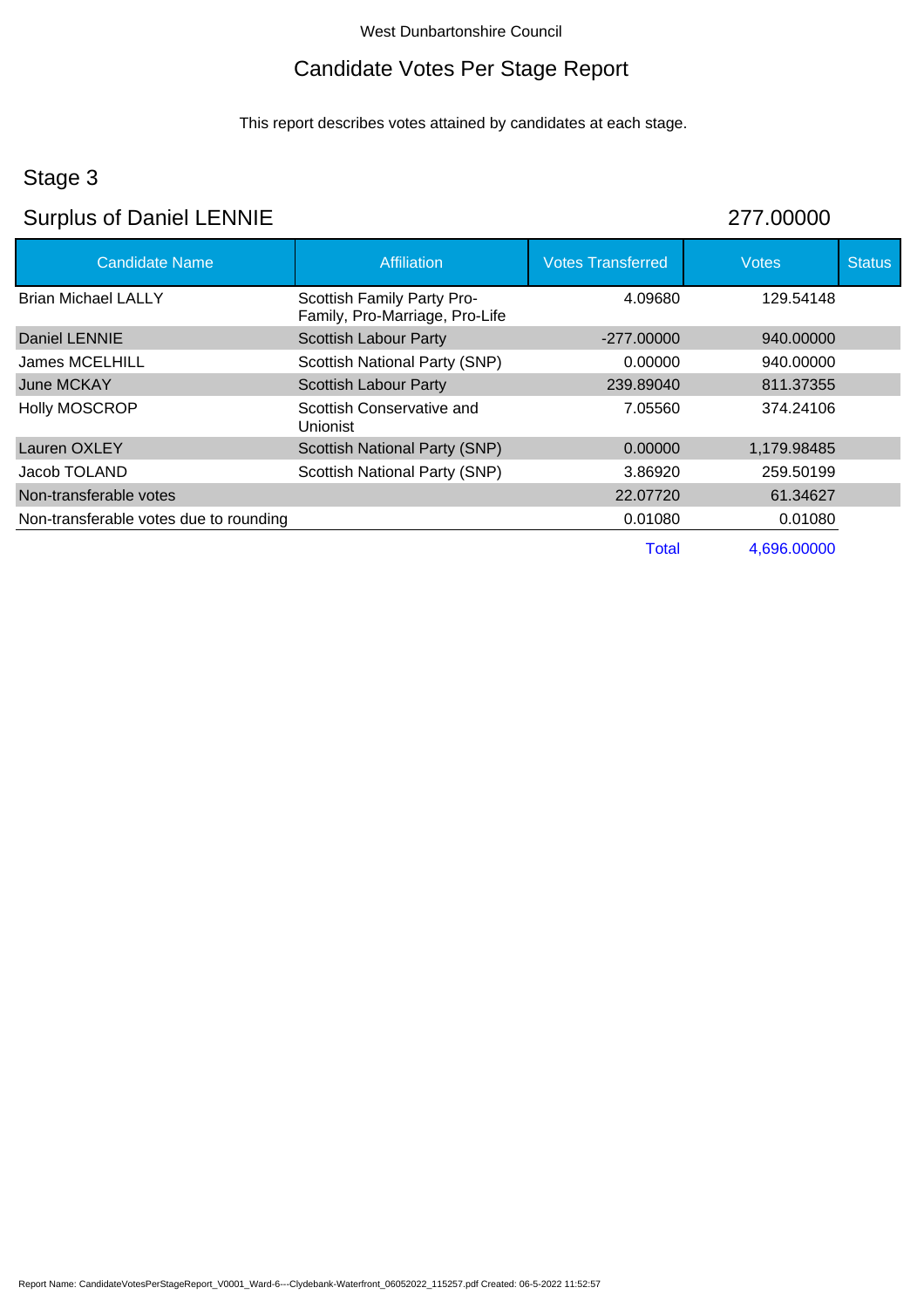West Dunbartonshire Council

# Candidate Votes Per Stage Report

This report describes votes attained by candidates at each stage.

## Stage 3

## Surplus of Daniel LENNIE 277.00000

| Candidate Name | Affiliation | Votes Transferred | Votes | Status |
|---|---|---|---|---|
| Brian Michael LALLY | Scottish Family Party Pro-Family, Pro-Marriage, Pro-Life | 4.09680 | 129.54148 | |
| Daniel LENNIE | Scottish Labour Party | -277.00000 | 940.00000 | |
| James MCELHILL | Scottish National Party (SNP) | 0.00000 | 940.00000 | |
| June MCKAY | Scottish Labour Party | 239.89040 | 811.37355 | |
| Holly MOSCROP | Scottish Conservative and Unionist | 7.05560 | 374.24106 | |
| Lauren OXLEY | Scottish National Party (SNP) | 0.00000 | 1,179.98485 | |
| Jacob TOLAND | Scottish National Party (SNP) | 3.86920 | 259.50199 | |
| Non-transferable votes | | 22.07720 | 61.34627 | |
| Non-transferable votes due to rounding | | 0.01080 | 0.01080 | |
| | | Total | 4,696.00000 | |

Report Name: CandidateVotesPerStageReport_V0001_Ward-6---Clydebank-Waterfront_06052022_115257.pdf Created: 06-5-2022 11:52:57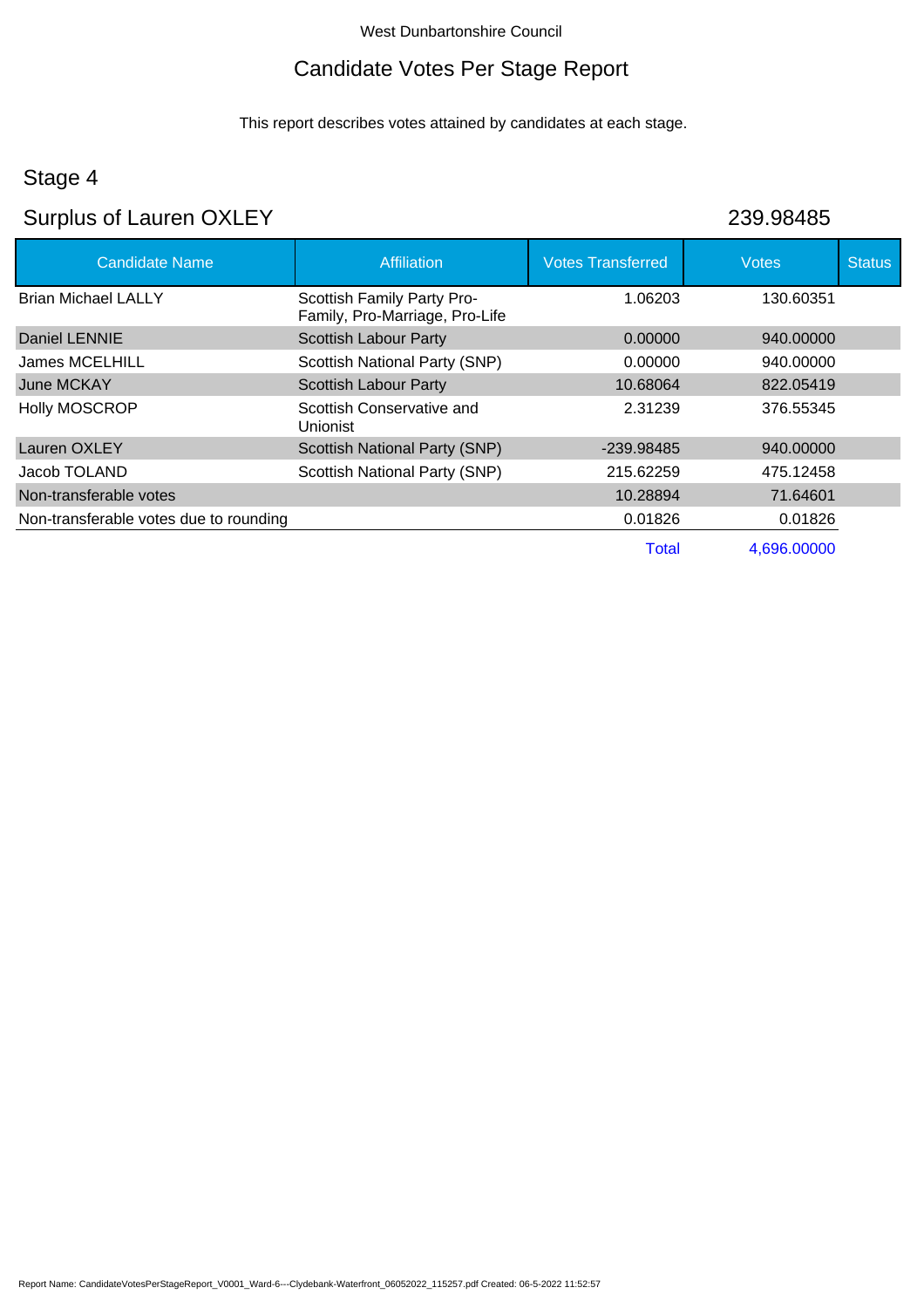West Dunbartonshire Council

# Candidate Votes Per Stage Report

This report describes votes attained by candidates at each stage.

## Stage 4

## Surplus of Lauren OXLEY 239.98485

| Candidate Name | Affiliation | Votes Transferred | Votes | Status |
|---|---|---|---|---|
| Brian Michael LALLY | Scottish Family Party Pro-Family, Pro-Marriage, Pro-Life | 1.06203 | 130.60351 | |
| Daniel LENNIE | Scottish Labour Party | 0.00000 | 940.00000 | |
| James MCELHILL | Scottish National Party (SNP) | 0.00000 | 940.00000 | |
| June MCKAY | Scottish Labour Party | 10.68064 | 822.05419 | |
| Holly MOSCROP | Scottish Conservative and Unionist | 2.31239 | 376.55345 | |
| Lauren OXLEY | Scottish National Party (SNP) | -239.98485 | 940.00000 | |
| Jacob TOLAND | Scottish National Party (SNP) | 215.62259 | 475.12458 | |
| Non-transferable votes | | 10.28894 | 71.64601 | |
| Non-transferable votes due to rounding | | 0.01826 | 0.01826 | |
| | | Total | 4,696.00000 | |

Report Name: CandidateVotesPerStageReport_V0001_Ward-6---Clydebank-Waterfront_06052022_115257.pdf Created: 06-5-2022 11:52:57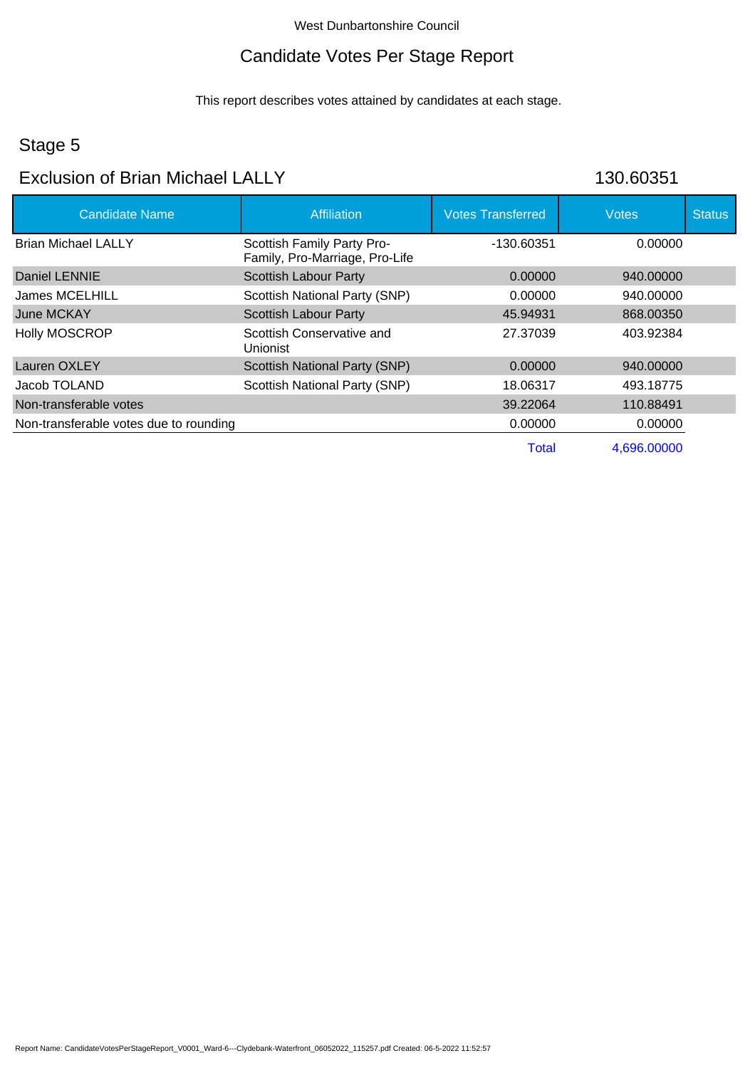West Dunbartonshire Council

# Candidate Votes Per Stage Report

This report describes votes attained by candidates at each stage.

## Stage 5

## Exclusion of Brian Michael LALLY 130.60351

| Candidate Name | Affiliation | Votes Transferred | Votes | Status |
|---|---|---|---|---|
| Brian Michael LALLY | Scottish Family Party Pro-Family, Pro-Marriage, Pro-Life | -130.60351 | 0.00000 | |
| Daniel LENNIE | Scottish Labour Party | 0.00000 | 940.00000 | |
| James MCELHILL | Scottish National Party (SNP) | 0.00000 | 940.00000 | |
| June MCKAY | Scottish Labour Party | 45.94931 | 868.00350 | |
| Holly MOSCROP | Scottish Conservative and Unionist | 27.37039 | 403.92384 | |
| Lauren OXLEY | Scottish National Party (SNP) | 0.00000 | 940.00000 | |
| Jacob TOLAND | Scottish National Party (SNP) | 18.06317 | 493.18775 | |
| Non-transferable votes | | 39.22064 | 110.88491 | |
| Non-transferable votes due to rounding | | 0.00000 | 0.00000 | |
| | | Total | 4,696.00000 | |

Report Name: CandidateVotesPerStageReport_V0001_Ward-6---Clydebank-Waterfront_06052022_115257.pdf Created: 06-5-2022 11:52:57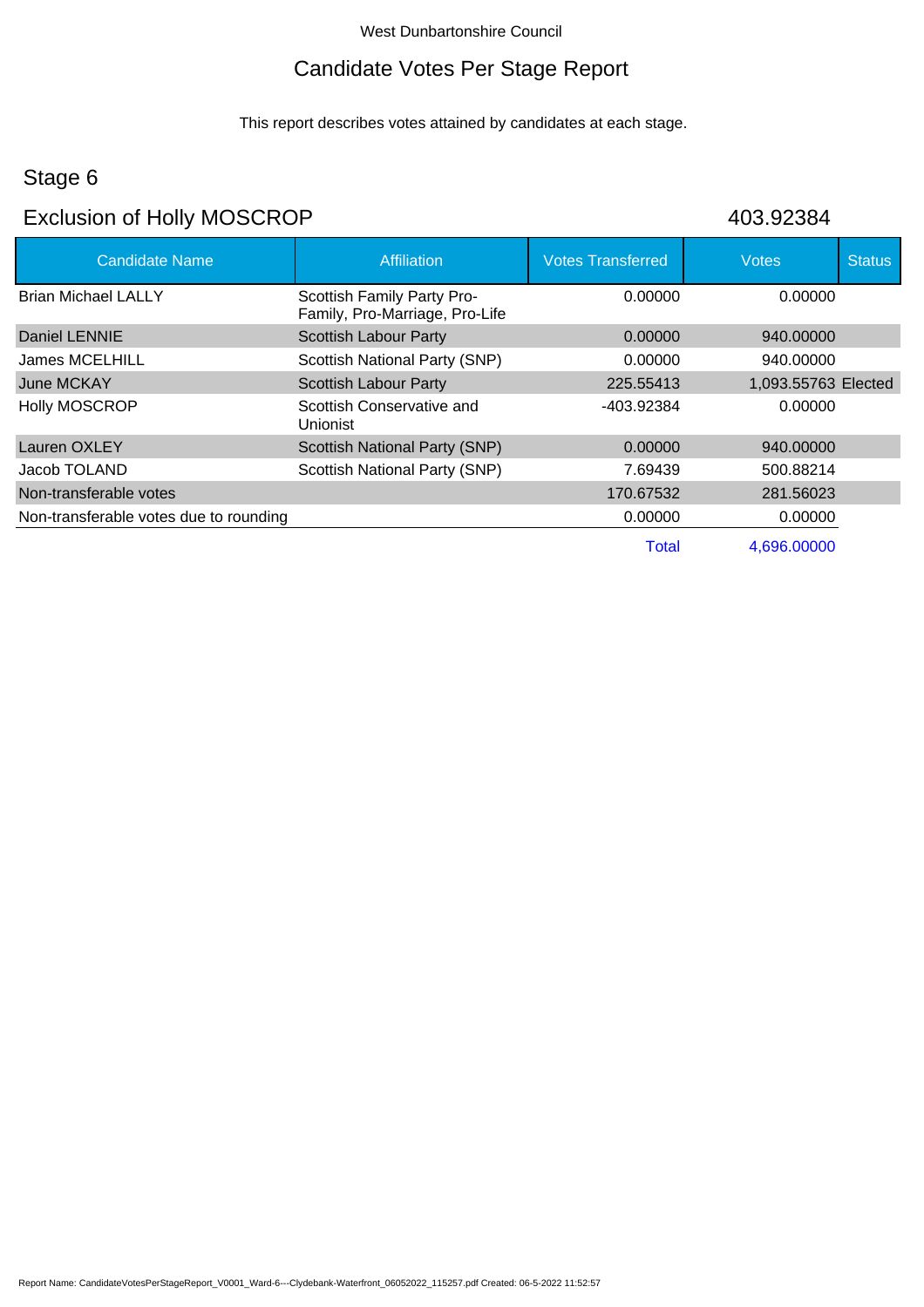West Dunbartonshire Council

# Candidate Votes Per Stage Report

This report describes votes attained by candidates at each stage.

## Stage 6

## Exclusion of Holly MOSCROP 403.92384

| Candidate Name | Affiliation | Votes Transferred | Votes | Status |
|---|---|---|---|---|
| Brian Michael LALLY | Scottish Family Party Pro-Family, Pro-Marriage, Pro-Life | 0.00000 | 0.00000 | |
| Daniel LENNIE | Scottish Labour Party | 0.00000 | 940.00000 | |
| James MCELHILL | Scottish National Party (SNP) | 0.00000 | 940.00000 | |
| June MCKAY | Scottish Labour Party | 225.55413 | 1,093.55763 | Elected |
| Holly MOSCROP | Scottish Conservative and Unionist | -403.92384 | 0.00000 | |
| Lauren OXLEY | Scottish National Party (SNP) | 0.00000 | 940.00000 | |
| Jacob TOLAND | Scottish National Party (SNP) | 7.69439 | 500.88214 | |
| Non-transferable votes | | 170.67532 | 281.56023 | |
| Non-transferable votes due to rounding | | 0.00000 | 0.00000 | |
| | | Total | 4,696.00000 | |

Report Name: CandidateVotesPerStageReport_V0001_Ward-6---Clydebank-Waterfront_06052022_115257.pdf Created: 06-5-2022 11:52:57